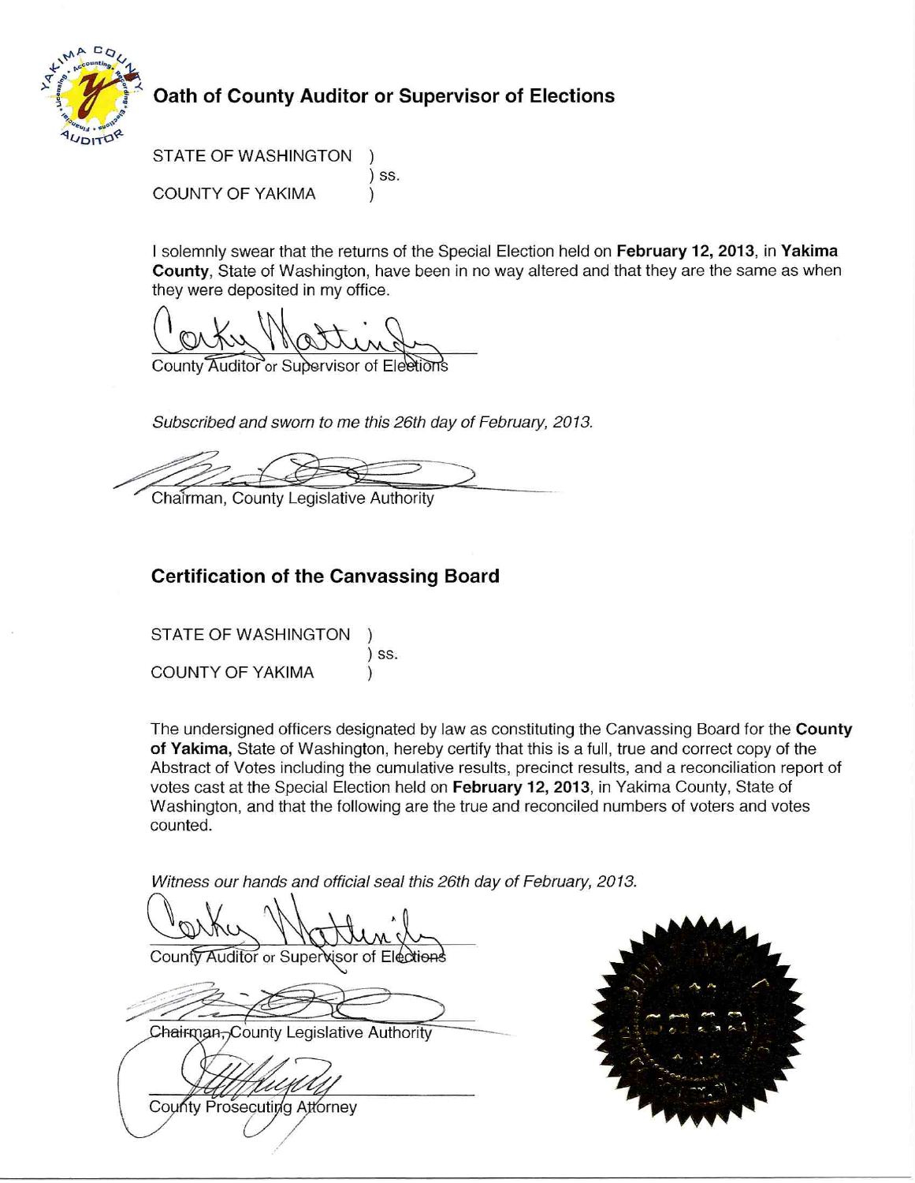## Oath of County Auditor or Supervisor of Elections

STATE OF WASHINGTON )
) ss.
COUNTY OF YAKIMA )

I solemnly swear that the returns of the Special Election held on **February 12, 2013**, in **Yakima County**, State of Washington, have been in no way altered and that they are the same as when they were deposited in my office.

County Auditor or Supervisor of Elections

*Subscribed and sworn to me this 26th day of February, 2013.*

Chairman, County Legislative Authority

## Certification of the Canvassing Board

STATE OF WASHINGTON )
) ss.
COUNTY OF YAKIMA )

The undersigned officers designated by law as constituting the Canvassing Board for the **County of Yakima,** State of Washington, hereby certify that this is a full, true and correct copy of the Abstract of Votes including the cumulative results, precinct results, and a reconciliation report of votes cast at the Special Election held on **February 12, 2013**, in Yakima County, State of Washington, and that the following are the true and reconciled numbers of voters and votes counted.

*Witness our hands and official seal this 26th day of February, 2013.*

County Auditor or Supervisor of Elections

Chairman, County Legislative Authority

County Prosecuting Attorney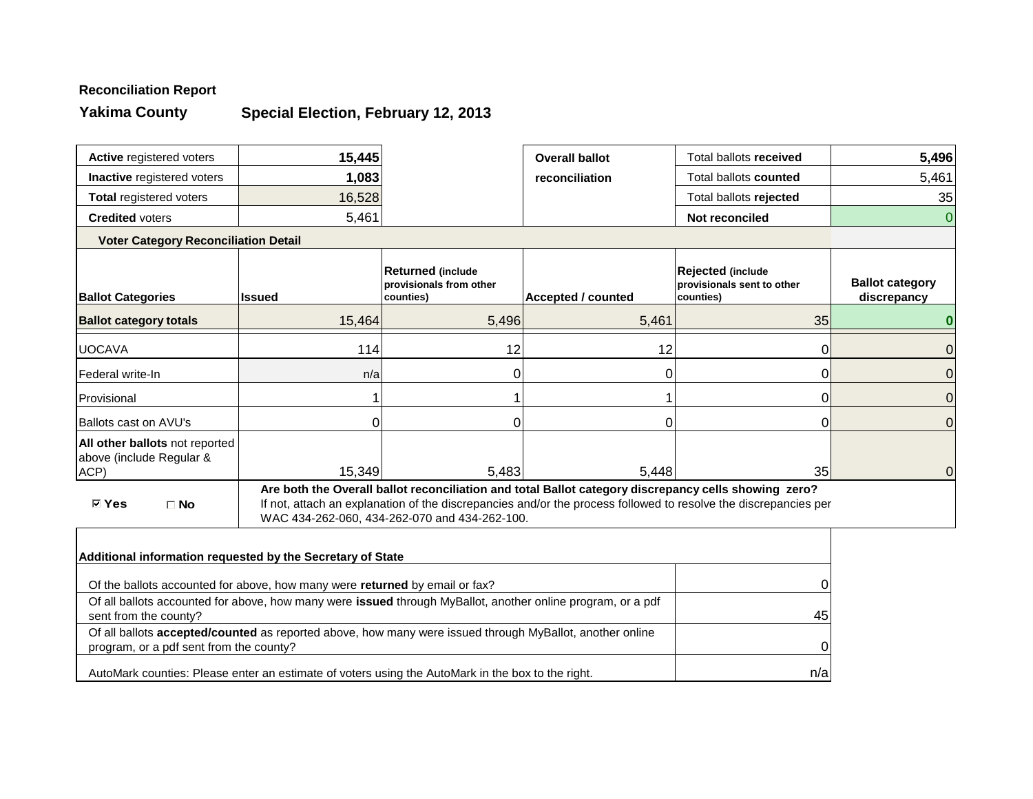**Reconciliation Report**

**Yakima County** **Special Election, February 12, 2013**

| | | | | | |
|---|---|---|---|---|---|
| **Active** registered voters | **15,445** | | **Overall ballot reconciliation** | Total ballots **received** | **5,496** |
| **Inactive** registered voters | **1,083** | | | Total ballots **counted** | 5,461 |
| **Total** registered voters | 16,528 | | | Total ballots **rejected** | 35 |
| **Credited** voters | 5,461 | | | **Not reconciled** | 0 |

**Voter Category Reconciliation Detail**

| **Ballot Categories** | **Issued** | **Returned** (include provisionals from other counties) | **Accepted / counted** | **Rejected** (include provisionals sent to other counties) | **Ballot category discrepancy** |
|---|---|---|---|---|---|
| **Ballot category totals** | 15,464 | 5,496 | 5,461 | 35 | **0** |
| UOCAVA | 114 | 12 | 12 | 0 | 0 |
| Federal write-In | n/a | 0 | 0 | 0 | 0 |
| Provisional | 1 | 1 | 1 | 0 | 0 |
| Ballots cast on AVU's | 0 | 0 | 0 | 0 | 0 |
| **All other ballots** not reported above (include Regular & ACP) | 15,349 | 5,483 | 5,448 | 35 | 0 |

☑ **Yes** ☐ **No**

**Are both the Overall ballot reconciliation and total Ballot category discrepancy cells showing zero?**
If not, attach an explanation of the discrepancies and/or the process followed to resolve the discrepancies per WAC 434-262-060, 434-262-070 and 434-262-100.

**Additional information requested by the Secretary of State**

| | |
|---|---|
| Of the ballots accounted for above, how many were **returned** by email or fax? | 0 |
| Of all ballots accounted for above, how many were **issued** through MyBallot, another online program, or a pdf sent from the county? | 45 |
| Of all ballots **accepted/counted** as reported above, how many were issued through MyBallot, another online program, or a pdf sent from the county? | 0 |
| AutoMark counties: Please enter an estimate of voters using the AutoMark in the box to the right. | n/a |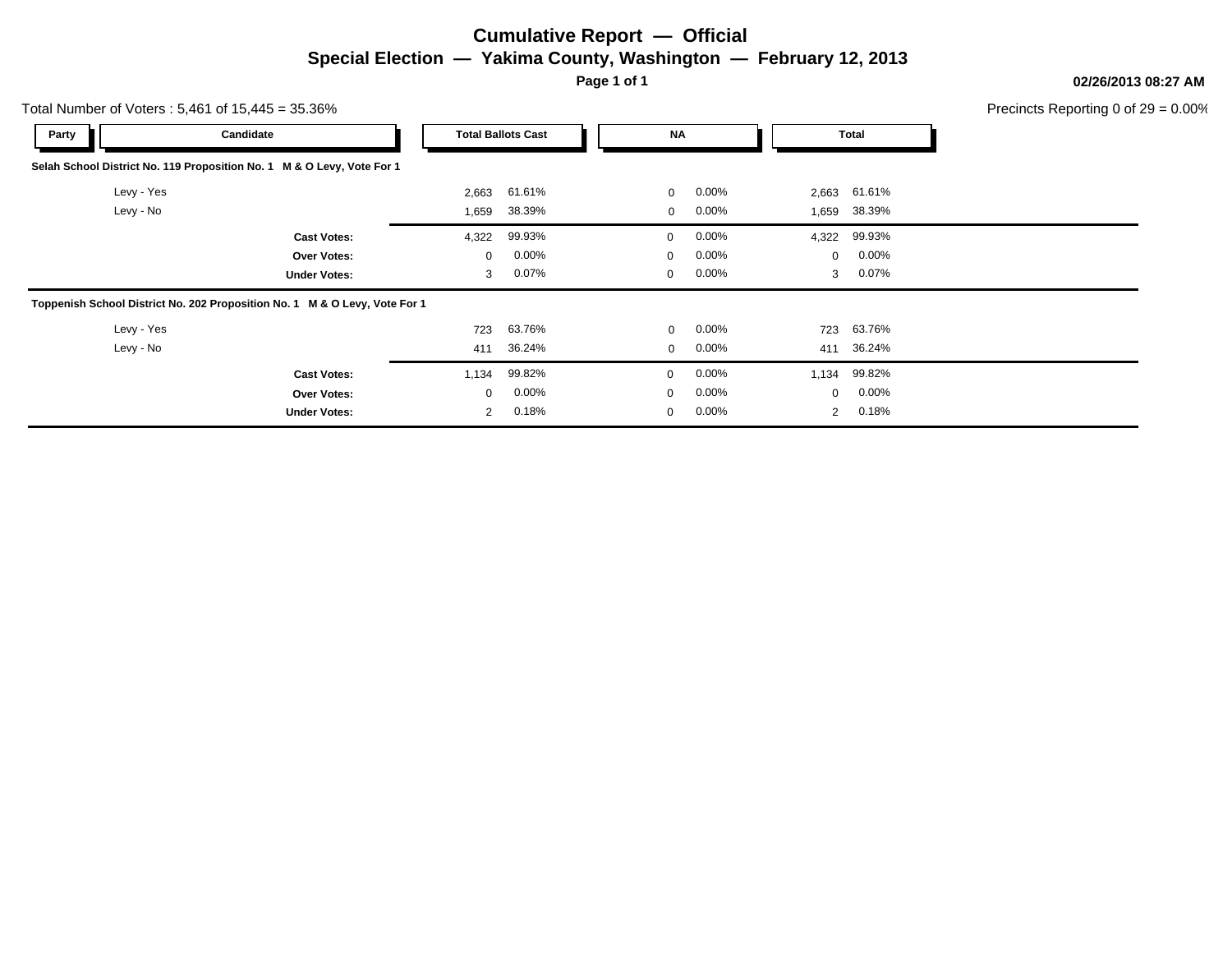# Cumulative Report — Official

## Special Election — Yakima County, Washington — February 12, 2013

02/26/2013 08:27 AM

Total Number of Voters : 5,461 of 15,445 = 35.36%

Precincts Reporting 0 of 29 = 0.00%

| Party | Candidate | Total Ballots Cast | | NA | | Total | |
|---|---|---|---|---|---|---|---|
| **Selah School District No. 119 Proposition No. 1 M & O Levy, Vote For 1** | | | | | | | |
| | Levy - Yes | 2,663 | 61.61% | 0 | 0.00% | 2,663 | 61.61% |
| | Levy - No | 1,659 | 38.39% | 0 | 0.00% | 1,659 | 38.39% |
| | **Cast Votes:** | 4,322 | 99.93% | 0 | 0.00% | 4,322 | 99.93% |
| | **Over Votes:** | 0 | 0.00% | 0 | 0.00% | 0 | 0.00% |
| | **Under Votes:** | 3 | 0.07% | 0 | 0.00% | 3 | 0.07% |
| **Toppenish School District No. 202 Proposition No. 1 M & O Levy, Vote For 1** | | | | | | | |
| | Levy - Yes | 723 | 63.76% | 0 | 0.00% | 723 | 63.76% |
| | Levy - No | 411 | 36.24% | 0 | 0.00% | 411 | 36.24% |
| | **Cast Votes:** | 1,134 | 99.82% | 0 | 0.00% | 1,134 | 99.82% |
| | **Over Votes:** | 0 | 0.00% | 0 | 0.00% | 0 | 0.00% |
| | **Under Votes:** | 2 | 0.18% | 0 | 0.00% | 2 | 0.18% |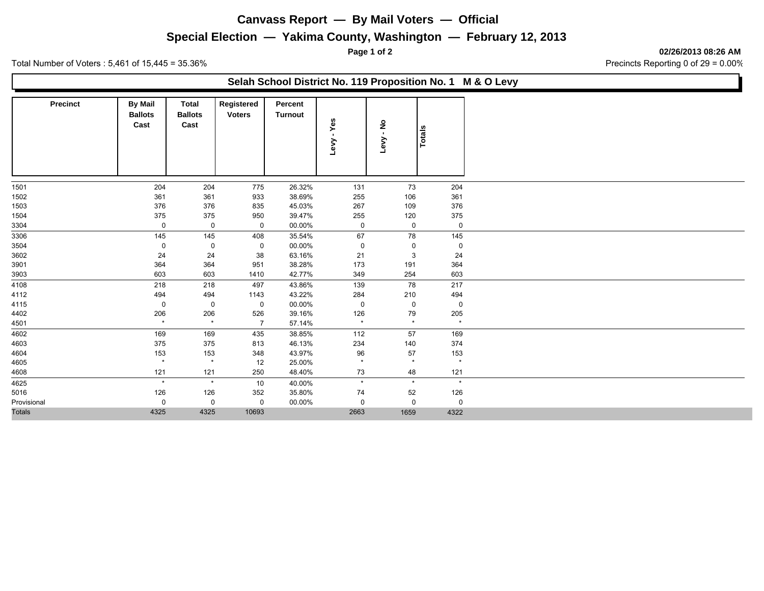# Canvass Report — By Mail Voters — Official

## Special Election — Yakima County, Washington — February 12, 2013

**02/26/2013 08:26 AM**

Total Number of Voters : 5,461 of 15,445 = 35.36%

Precincts Reporting 0 of 29 = 0.00%

### Selah School District No. 119 Proposition No. 1 M & O Levy

| Precinct | By Mail Ballots Cast | Total Ballots Cast | Registered Voters | Percent Turnout | Levy - Yes | Levy - No | Totals |
|---|---|---|---|---|---|---|---|
| 1501 | 204 | 204 | 775 | 26.32% | 131 | 73 | 204 |
| 1502 | 361 | 361 | 933 | 38.69% | 255 | 106 | 361 |
| 1503 | 376 | 376 | 835 | 45.03% | 267 | 109 | 376 |
| 1504 | 375 | 375 | 950 | 39.47% | 255 | 120 | 375 |
| 3304 | 0 | 0 | 0 | 00.00% | 0 | 0 | 0 |
| 3306 | 145 | 145 | 408 | 35.54% | 67 | 78 | 145 |
| 3504 | 0 | 0 | 0 | 00.00% | 0 | 0 | 0 |
| 3602 | 24 | 24 | 38 | 63.16% | 21 | 3 | 24 |
| 3901 | 364 | 364 | 951 | 38.28% | 173 | 191 | 364 |
| 3903 | 603 | 603 | 1410 | 42.77% | 349 | 254 | 603 |
| 4108 | 218 | 218 | 497 | 43.86% | 139 | 78 | 217 |
| 4112 | 494 | 494 | 1143 | 43.22% | 284 | 210 | 494 |
| 4115 | 0 | 0 | 0 | 00.00% | 0 | 0 | 0 |
| 4402 | 206 | 206 | 526 | 39.16% | 126 | 79 | 205 |
| 4501 | * | * | 7 | 57.14% | * | * | * |
| 4602 | 169 | 169 | 435 | 38.85% | 112 | 57 | 169 |
| 4603 | 375 | 375 | 813 | 46.13% | 234 | 140 | 374 |
| 4604 | 153 | 153 | 348 | 43.97% | 96 | 57 | 153 |
| 4605 | * | * | 12 | 25.00% | * | * | * |
| 4608 | 121 | 121 | 250 | 48.40% | 73 | 48 | 121 |
| 4625 | * | * | 10 | 40.00% | * | * | * |
| 5016 | 126 | 126 | 352 | 35.80% | 74 | 52 | 126 |
| Provisional | 0 | 0 | 0 | 00.00% | 0 | 0 | 0 |
| Totals | 4325 | 4325 | 10693 | | 2663 | 1659 | 4322 |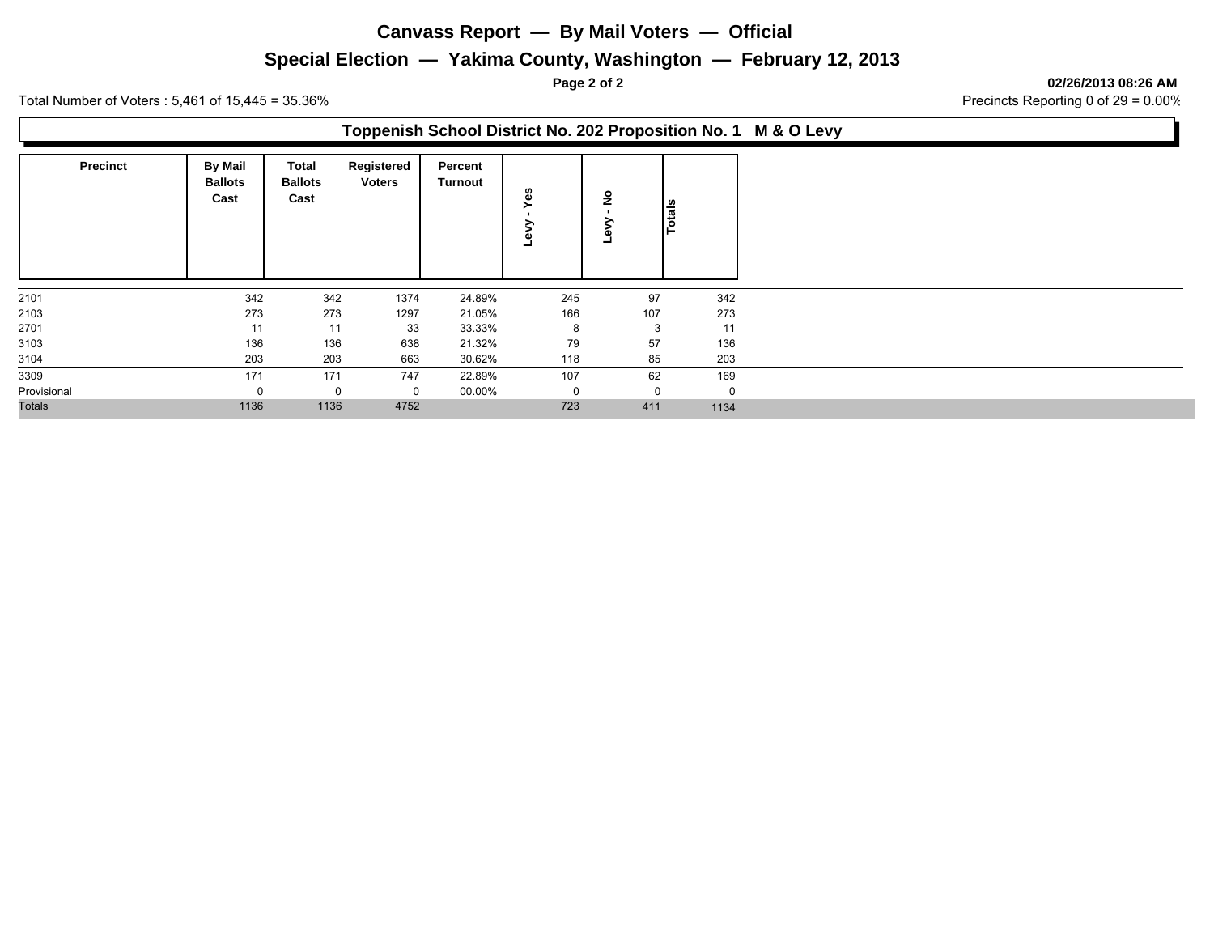# Canvass Report — By Mail Voters — Official

## Special Election — Yakima County, Washington — February 12, 2013

**02/26/2013 08:26 AM**

Total Number of Voters : 5,461 of 15,445 = 35.36%

Precincts Reporting 0 of 29 = 0.00%

### Toppenish School District No. 202 Proposition No. 1 M & O Levy

| Precinct | By Mail Ballots Cast | Total Ballots Cast | Registered Voters | Percent Turnout | Levy - Yes | Levy - No | Totals |
|---|---|---|---|---|---|---|---|
| 2101 | 342 | 342 | 1374 | 24.89% | 245 | 97 | 342 |
| 2103 | 273 | 273 | 1297 | 21.05% | 166 | 107 | 273 |
| 2701 | 11 | 11 | 33 | 33.33% | 8 | 3 | 11 |
| 3103 | 136 | 136 | 638 | 21.32% | 79 | 57 | 136 |
| 3104 | 203 | 203 | 663 | 30.62% | 118 | 85 | 203 |
| 3309 | 171 | 171 | 747 | 22.89% | 107 | 62 | 169 |
| Provisional | 0 | 0 | 0 | 00.00% | 0 | 0 | 0 |
| Totals | 1136 | 1136 | 4752 | | 723 | 411 | 1134 |